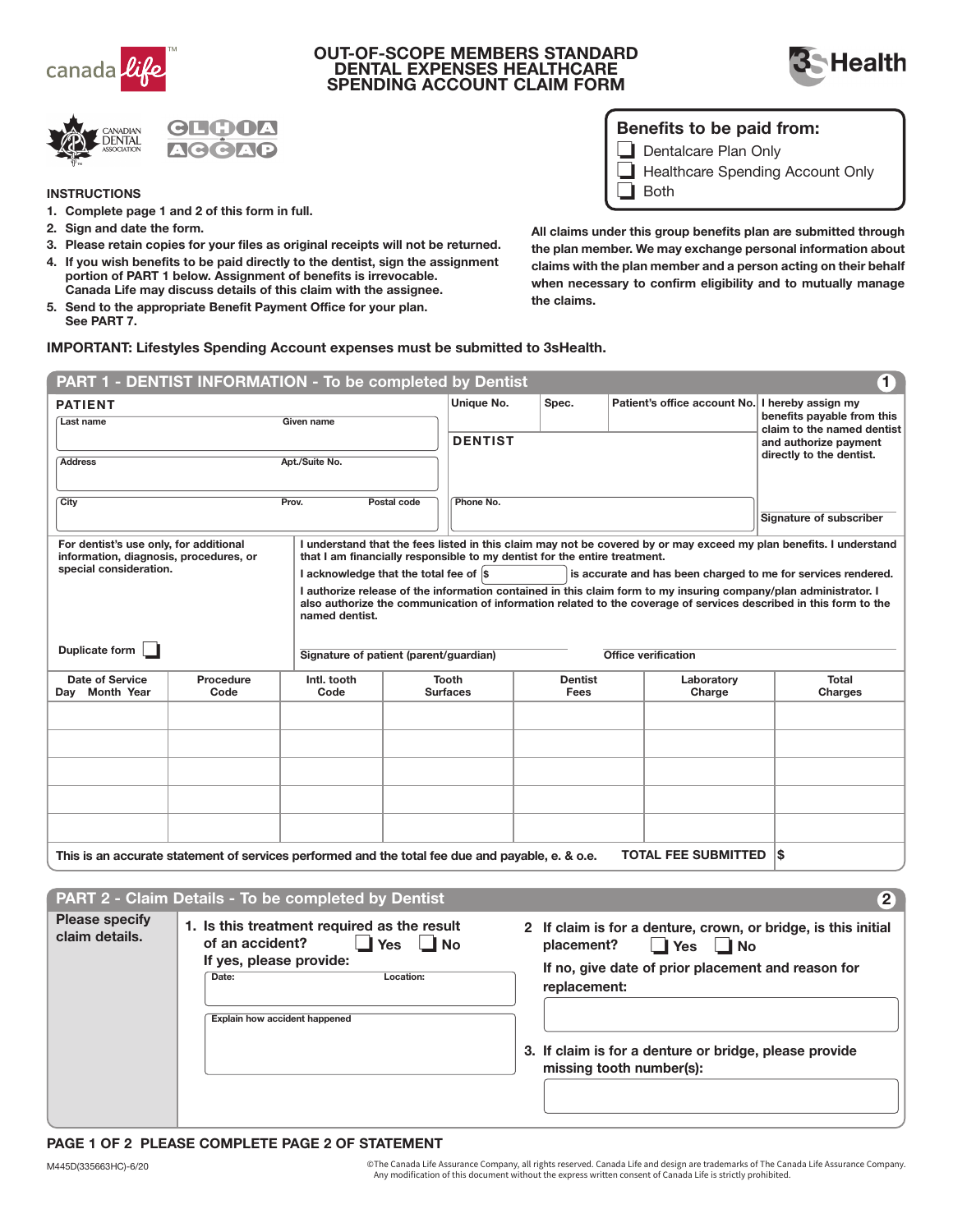# OUT-OF-SCOPE MEMBERS STANDARD DENTAL EXPENSES HEALTHCARE SPENDING ACCOUNT CLAIM FORM

canada life™ | 3sHealth

CANADIAN DENTAL ASSOCIATION | CLHIA ACCAP

**Benefits to be paid from:**

- ☐ Dentalcare Plan Only
- ☐ Healthcare Spending Account Only
- ☐ Both

**INSTRUCTIONS**

1. **Complete page 1 and 2 of this form in full.**
2. **Sign and date the form.**
3. **Please retain copies for your files as original receipts will not be returned.**
4. **If you wish benefits to be paid directly to the dentist, sign the assignment portion of PART 1 below. Assignment of benefits is irrevocable. Canada Life may discuss details of this claim with the assignee.**
5. **Send to the appropriate Benefit Payment Office for your plan. See PART 7.**

**All claims under this group benefits plan are submitted through the plan member. We may exchange personal information about claims with the plan member and a person acting on their behalf when necessary to confirm eligibility and to mutually manage the claims.**

**IMPORTANT: Lifestyles Spending Account expenses must be submitted to 3sHealth.**

## PART 1 - DENTIST INFORMATION - To be completed by Dentist (1)

**PATIENT**

Last name: ______ Given name: ______

Address: ______ Apt./Suite No.: ______

City: ______ Prov.: ______ Postal code: ______

Unique No.: ______ Spec.: ______ Patient's office account No.: ______

**DENTIST**

Phone No.: ______

I hereby assign my benefits payable from this claim to the named dentist and authorize payment directly to the dentist.

Signature of subscriber: ______

For dentist's use only, for additional information, diagnosis, procedures, or special consideration.

Duplicate form ☐

I understand that the fees listed in this claim may not be covered by or may exceed my plan benefits. I understand that I am financially responsible to my dentist for the entire treatment.

I acknowledge that the total fee of $ ______ is accurate and has been charged to me for services rendered.

I authorize release of the information contained in this claim form to my insuring company/plan administrator. I also authorize the communication of information related to the coverage of services described in this form to the named dentist.

Signature of patient (parent/guardian): ______ Office verification: ______

| Date of Service Day Month Year | Procedure Code | Intl. tooth Code | Tooth Surfaces | Dentist Fees | Laboratory Charge | Total Charges |
|---|---|---|---|---|---|---|
| | | | | | | |
| | | | | | | |
| | | | | | | |
| | | | | | | |
| | | | | | | |

This is an accurate statement of services performed and the total fee due and payable, e. & o.e. **TOTAL FEE SUBMITTED** $ ______

## PART 2 - Claim Details - To be completed by Dentist (2)

**Please specify claim details.**

1. **Is this treatment required as the result of an accident?** ☐ Yes ☐ No
   **If yes, please provide:**
   Date: ______ Location: ______
   Explain how accident happened: ______

2. **If claim is for a denture, crown, or bridge, is this initial placement?** ☐ Yes ☐ No
   **If no, give date of prior placement and reason for replacement:** ______

3. **If claim is for a denture or bridge, please provide missing tooth number(s):** ______

**PAGE 1 OF 2 PLEASE COMPLETE PAGE 2 OF STATEMENT**

M445D(335663HC)-6/20

©The Canada Life Assurance Company, all rights reserved. Canada Life and design are trademarks of The Canada Life Assurance Company. Any modification of this document without the express written consent of Canada Life is strictly prohibited.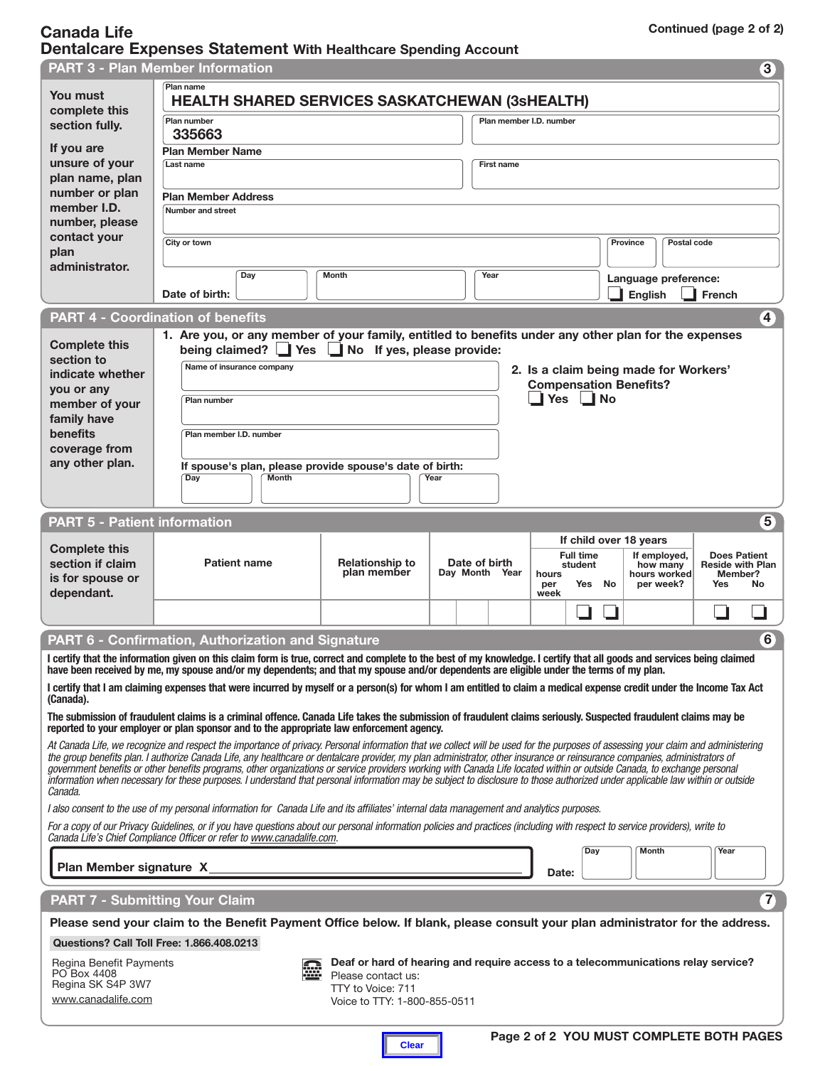# Canada Life
## Dentalcare Expenses Statement With Healthcare Spending Account

Continued (page 2 of 2)

## PART 3 - Plan Member Information (3)

**You must complete this section fully.**

**If you are unsure of your plan name, plan number or plan member I.D. number, please contact your plan administrator.**

Plan name: **HEALTH SHARED SERVICES SASKATCHEWAN (3sHEALTH)**

Plan number: **335663**

Plan member I.D. number:

**Plan Member Name**

Last name:

First name:

**Plan Member Address**

Number and street:

City or town:

Province:

Postal code:

Date of birth: Day / Month / Year

Language preference: ☐ English ☐ French

## PART 4 - Coordination of benefits (4)

**Complete this section to indicate whether you or any member of your family have benefits coverage from any other plan.**

1. Are you, or any member of your family, entitled to benefits under any other plan for the expenses being claimed? ☐ Yes ☐ No If yes, please provide:

Name of insurance company:

Plan number:

Plan member I.D. number:

If spouse's plan, please provide spouse's date of birth: Day / Month / Year

2. Is a claim being made for Workers' Compensation Benefits? ☐ Yes ☐ No

## PART 5 - Patient information (5)

**Complete this section if claim is for spouse or dependant.**

| Patient name | Relationship to plan member | Date of birth Day Month Year | If child over 18 years | | | Does Patient Reside with Plan Member? |
|---|---|---|---|---|---|---|
| | | | Full time student hours per week | Yes / No | If employed, how many hours worked per week? | Yes / No |
| | | | | ☐ ☐ | | ☐ ☐ |

## PART 6 - Confirmation, Authorization and Signature (6)

**I certify that the information given on this claim form is true, correct and complete to the best of my knowledge. I certify that all goods and services being claimed have been received by me, my spouse and/or my dependents; and that my spouse and/or dependents are eligible under the terms of my plan.**

**I certify that I am claiming expenses that were incurred by myself or a person(s) for whom I am entitled to claim a medical expense credit under the Income Tax Act (Canada).**

**The submission of fraudulent claims is a criminal offence. Canada Life takes the submission of fraudulent claims seriously. Suspected fraudulent claims may be reported to your employer or plan sponsor and to the appropriate law enforcement agency.**

*At Canada Life, we recognize and respect the importance of privacy. Personal information that we collect will be used for the purposes of assessing your claim and administering the group benefits plan. I authorize Canada Life, any healthcare or dentalcare provider, my plan administrator, other insurance or reinsurance companies, administrators of government benefits or other benefits programs, other organizations or service providers working with Canada Life located within or outside Canada, to exchange personal information when necessary for these purposes. I understand that personal information may be subject to disclosure to those authorized under applicable law within or outside Canada.*

*I also consent to the use of my personal information for Canada Life and its affiliates' internal data management and analytics purposes.*

*For a copy of our Privacy Guidelines, or if you have questions about our personal information policies and practices (including with respect to service providers), write to Canada Life's Chief Compliance Officer or refer to www.canadalife.com.*

**Plan Member signature X** ______________________ **Date:** Day / Month / Year

## PART 7 - Submitting Your Claim (7)

**Please send your claim to the Benefit Payment Office below. If blank, please consult your plan administrator for the address.**

**Questions? Call Toll Free: 1.866.408.0213**

Regina Benefit Payments
PO Box 4408
Regina SK S4P 3W7
www.canadalife.com

**Deaf or hard of hearing and require access to a telecommunications relay service?**
Please contact us:
TTY to Voice: 711
Voice to TTY: 1-800-855-0511

Clear

**YOU MUST COMPLETE BOTH PAGES**